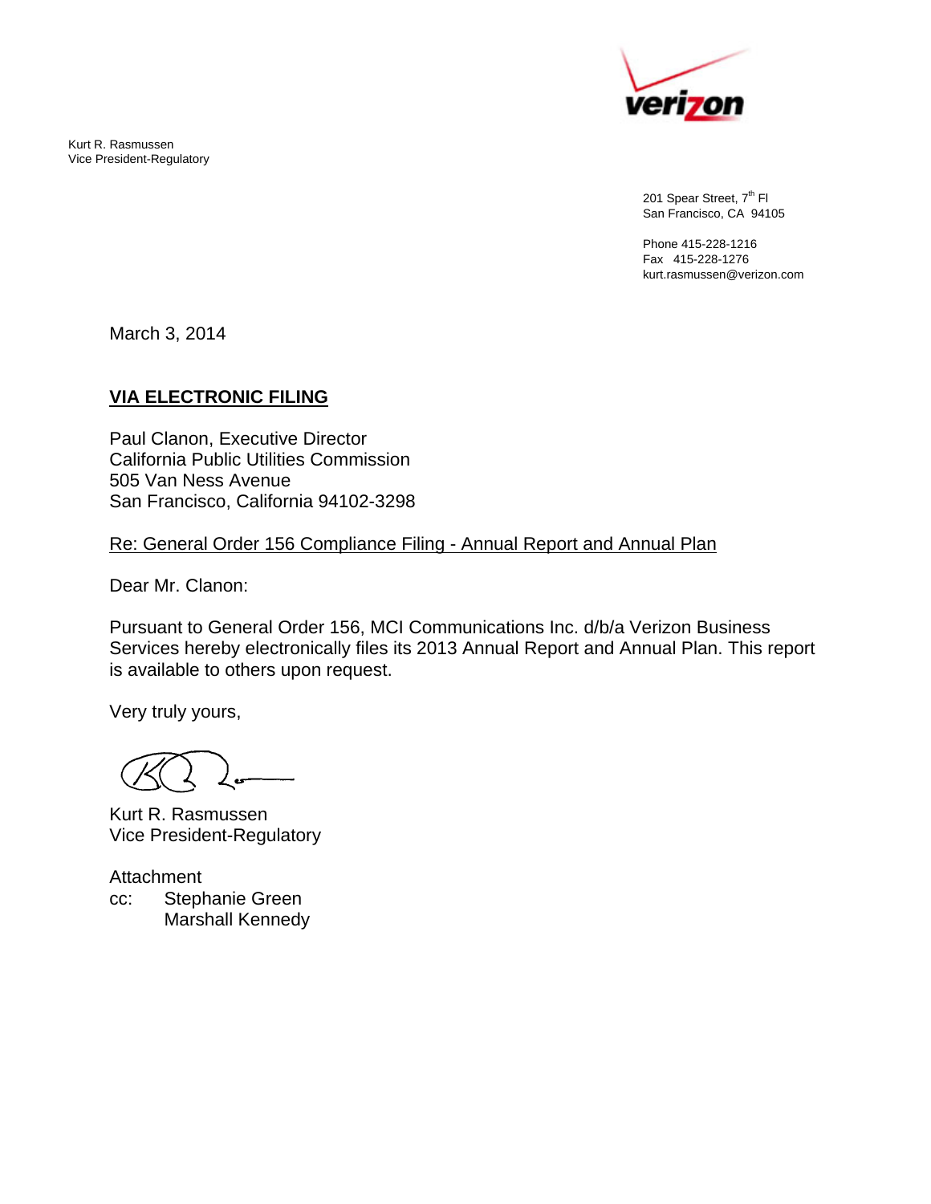verizon

Kurt R. Rasmussen
Vice President-Regulatory

201 Spear Street, 7th Fl
San Francisco, CA 94105

Phone 415-228-1216
Fax 415-228-1276
kurt.rasmussen@verizon.com

March 3, 2014

**VIA ELECTRONIC FILING**

Paul Clanon, Executive Director
California Public Utilities Commission
505 Van Ness Avenue
San Francisco, California 94102-3298

Re: General Order 156 Compliance Filing - Annual Report and Annual Plan

Dear Mr. Clanon:

Pursuant to General Order 156, MCI Communications Inc. d/b/a Verizon Business Services hereby electronically files its 2013 Annual Report and Annual Plan. This report is available to others upon request.

Very truly yours,

Kurt R. Rasmussen
Vice President-Regulatory

Attachment
cc: Stephanie Green
Marshall Kennedy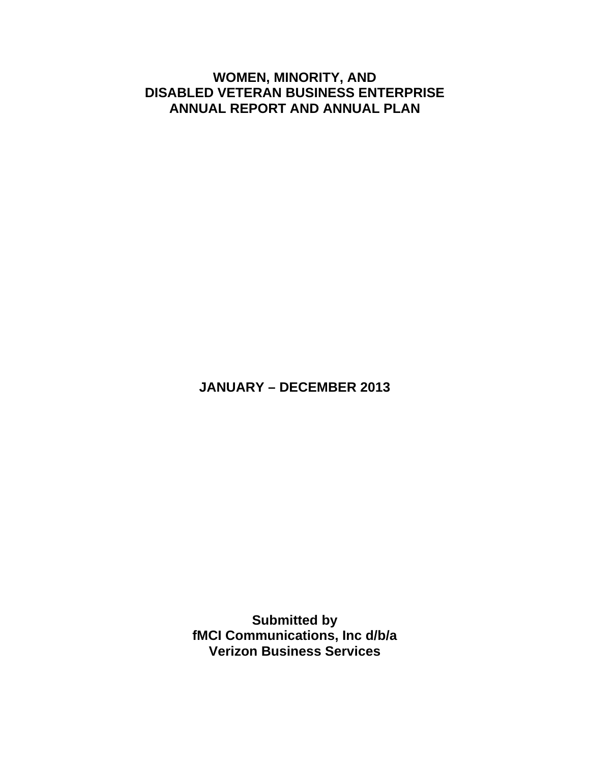# WOMEN, MINORITY, AND DISABLED VETERAN BUSINESS ENTERPRISE ANNUAL REPORT AND ANNUAL PLAN

**JANUARY – DECEMBER 2013**

**Submitted by**
**fMCI Communications, Inc d/b/a**
**Verizon Business Services**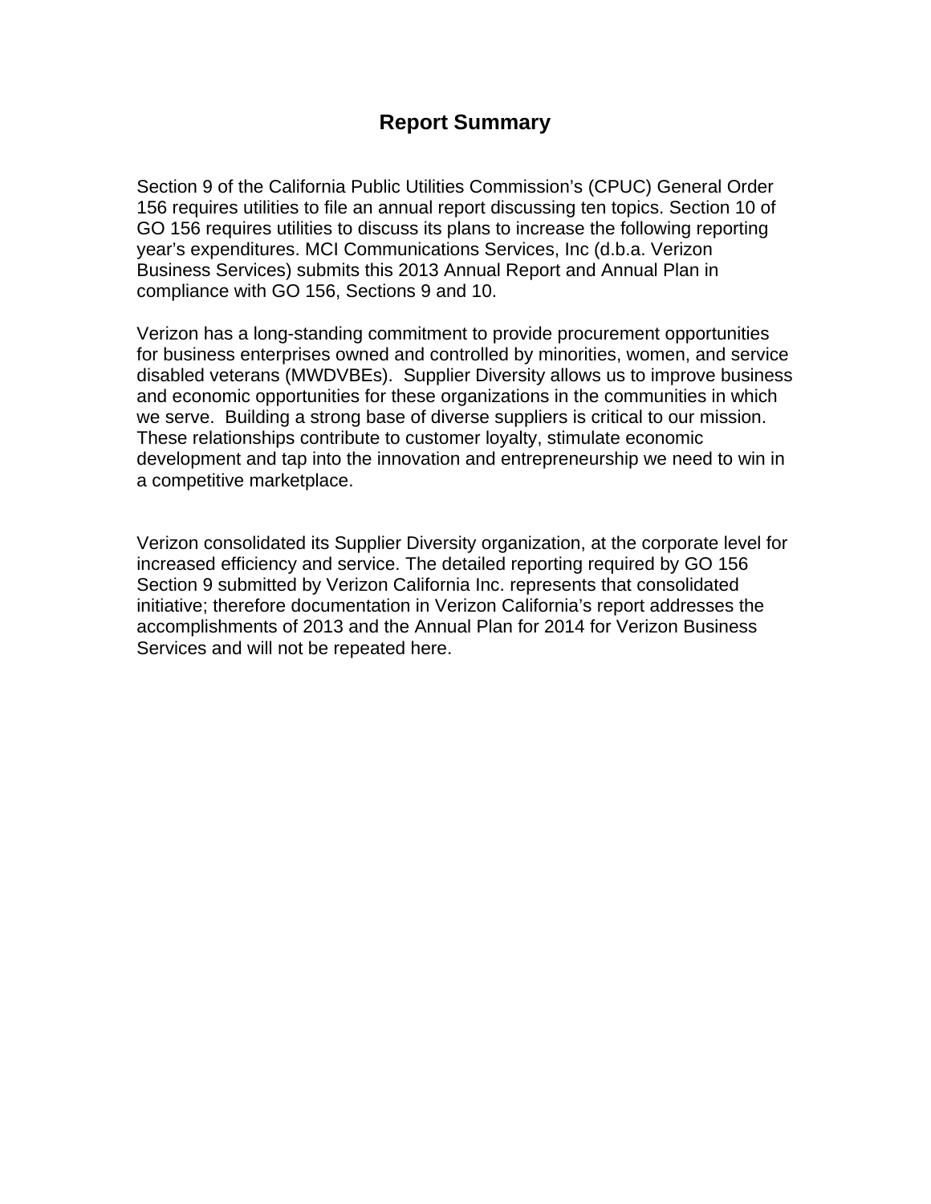# Report Summary

Section 9 of the California Public Utilities Commission's (CPUC) General Order 156 requires utilities to file an annual report discussing ten topics. Section 10 of GO 156 requires utilities to discuss its plans to increase the following reporting year's expenditures. MCI Communications Services, Inc (d.b.a. Verizon Business Services) submits this 2013 Annual Report and Annual Plan in compliance with GO 156, Sections 9 and 10.

Verizon has a long-standing commitment to provide procurement opportunities for business enterprises owned and controlled by minorities, women, and service disabled veterans (MWDVBEs). Supplier Diversity allows us to improve business and economic opportunities for these organizations in the communities in which we serve. Building a strong base of diverse suppliers is critical to our mission. These relationships contribute to customer loyalty, stimulate economic development and tap into the innovation and entrepreneurship we need to win in a competitive marketplace.

Verizon consolidated its Supplier Diversity organization, at the corporate level for increased efficiency and service. The detailed reporting required by GO 156 Section 9 submitted by Verizon California Inc. represents that consolidated initiative; therefore documentation in Verizon California's report addresses the accomplishments of 2013 and the Annual Plan for 2014 for Verizon Business Services and will not be repeated here.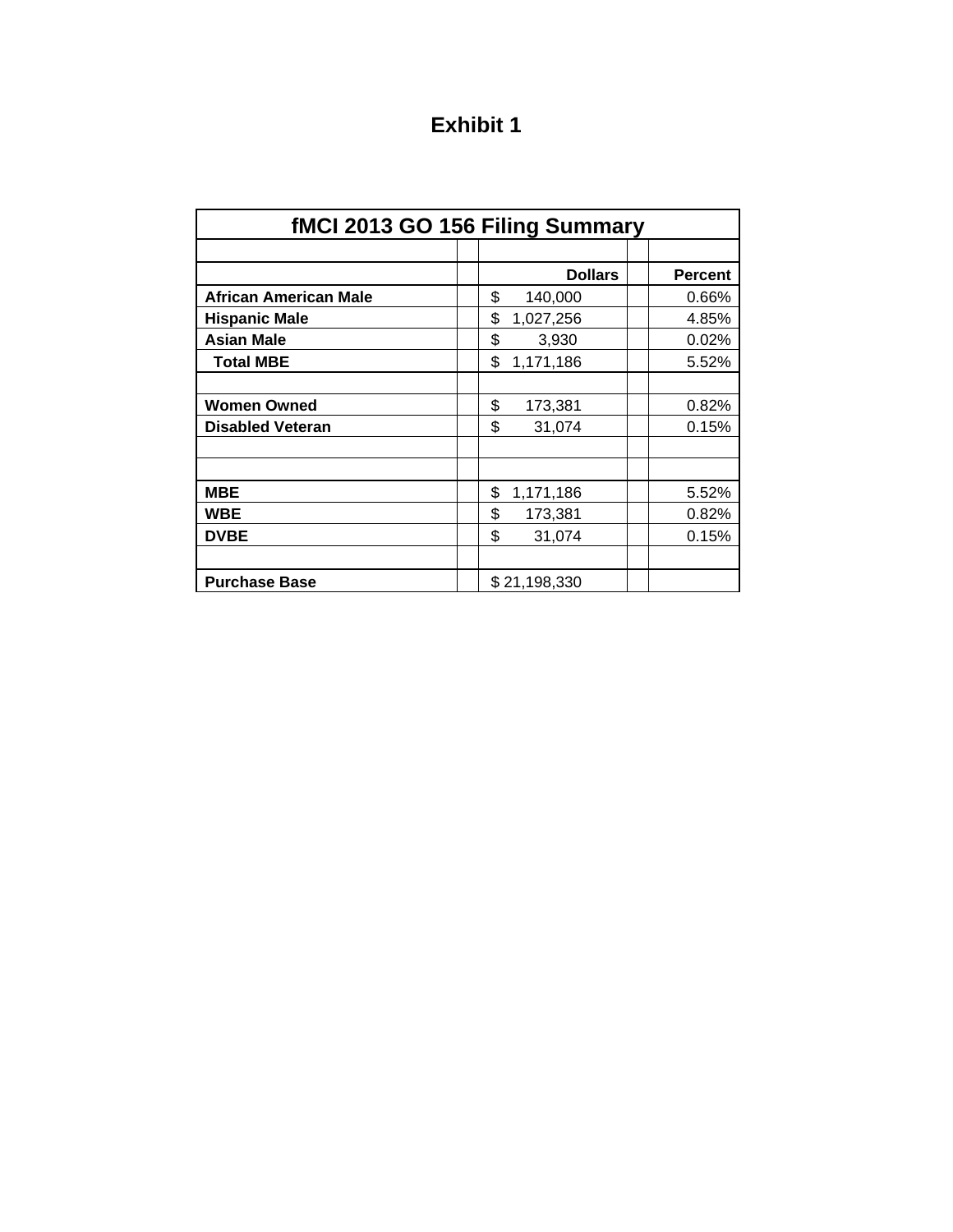# Exhibit 1

| fMCI 2013 GO 156 Filing Summary | | |
|---|---|---|
| | | |
| | **Dollars** | **Percent** |
| **African American Male** | $ 140,000 | 0.66% |
| **Hispanic Male** | $ 1,027,256 | 4.85% |
| **Asian Male** | $ 3,930 | 0.02% |
| **Total MBE** | $ 1,171,186 | 5.52% |
| | | |
| **Women Owned** | $ 173,381 | 0.82% |
| **Disabled Veteran** | $ 31,074 | 0.15% |
| | | |
| | | |
| **MBE** | $ 1,171,186 | 5.52% |
| **WBE** | $ 173,381 | 0.82% |
| **DVBE** | $ 31,074 | 0.15% |
| | | |
| **Purchase Base** | $ 21,198,330 | |